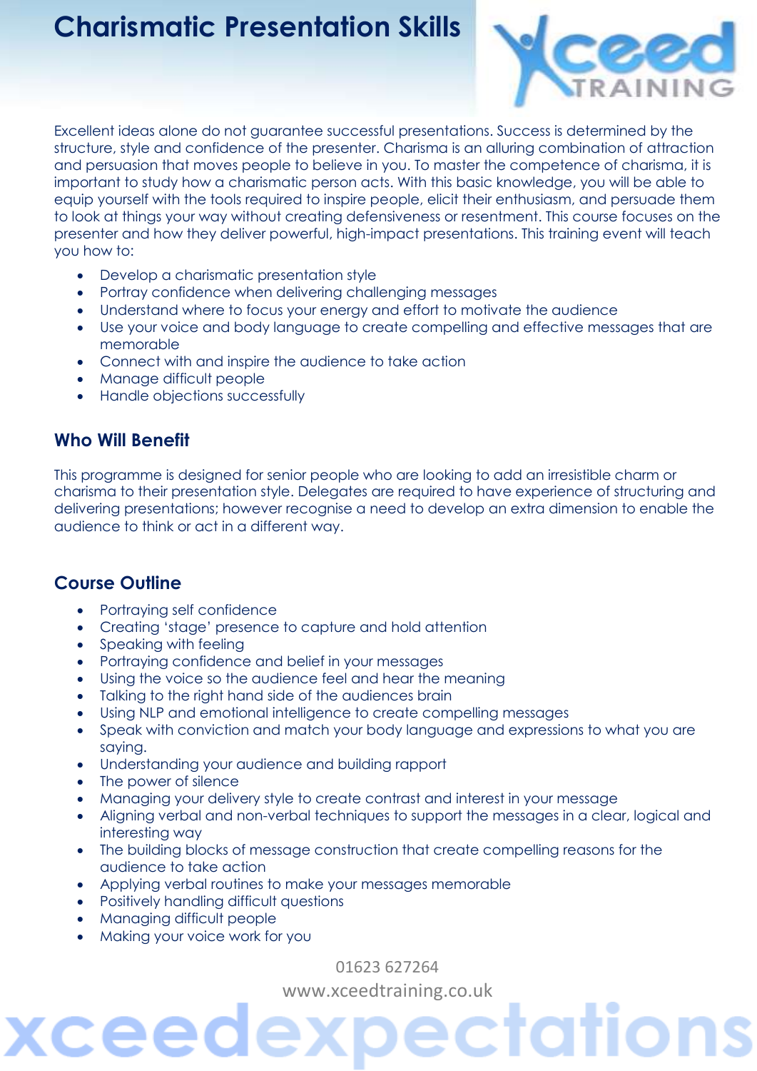# Charismatic Presentation Skills

Excellent ideas alone do not guarantee successful presentations. Success is determined by the structure, style and confidence of the presenter. Charisma is an alluring combination of attraction and persuasion that moves people to believe in you. To master the competence of charisma, it is important to study how a charismatic person acts. With this basic knowledge, you will be able to equip yourself with the tools required to inspire people, elicit their enthusiasm, and persuade them to look at things your way without creating defensiveness or resentment. This course focuses on the presenter and how they deliver powerful, high-impact presentations. This training event will teach you how to:

- Develop a charismatic presentation style
- Portray confidence when delivering challenging messages
- Understand where to focus your energy and effort to motivate the audience
- Use your voice and body language to create compelling and effective messages that are memorable
- Connect with and inspire the audience to take action
- Manage difficult people
- Handle objections successfully

## Who Will Benefit

This programme is designed for senior people who are looking to add an irresistible charm or charisma to their presentation style. Delegates are required to have experience of structuring and delivering presentations; however recognise a need to develop an extra dimension to enable the audience to think or act in a different way.

## Course Outline

- Portraying self confidence
- Creating 'stage' presence to capture and hold attention
- Speaking with feeling
- Portraying confidence and belief in your messages
- Using the voice so the audience feel and hear the meaning
- Talking to the right hand side of the audiences brain
- Using NLP and emotional intelligence to create compelling messages
- Speak with conviction and match your body language and expressions to what you are saying.
- Understanding your audience and building rapport
- The power of silence
- Managing your delivery style to create contrast and interest in your message
- Aligning verbal and non-verbal techniques to support the messages in a clear, logical and interesting way
- The building blocks of message construction that create compelling reasons for the audience to take action
- Applying verbal routines to make your messages memorable
- Positively handling difficult questions
- Managing difficult people
- Making your voice work for you

01623 627264

www.xceedtraining.co.uk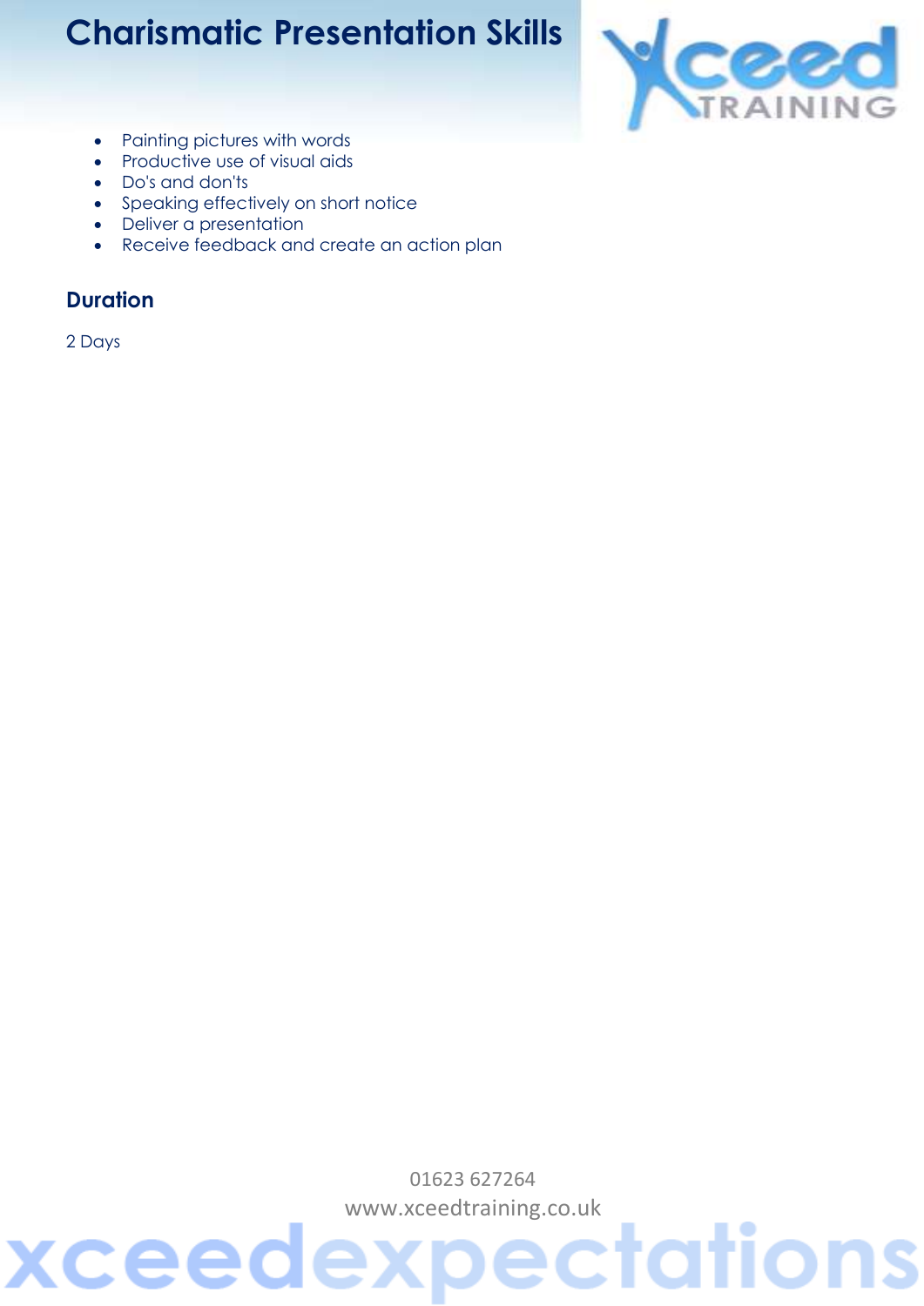# Charismatic Presentation Skills

- Painting pictures with words
- Productive use of visual aids
- Do's and don'ts
- Speaking effectively on short notice
- Deliver a presentation
- Receive feedback and create an action plan

## Duration

2 Days